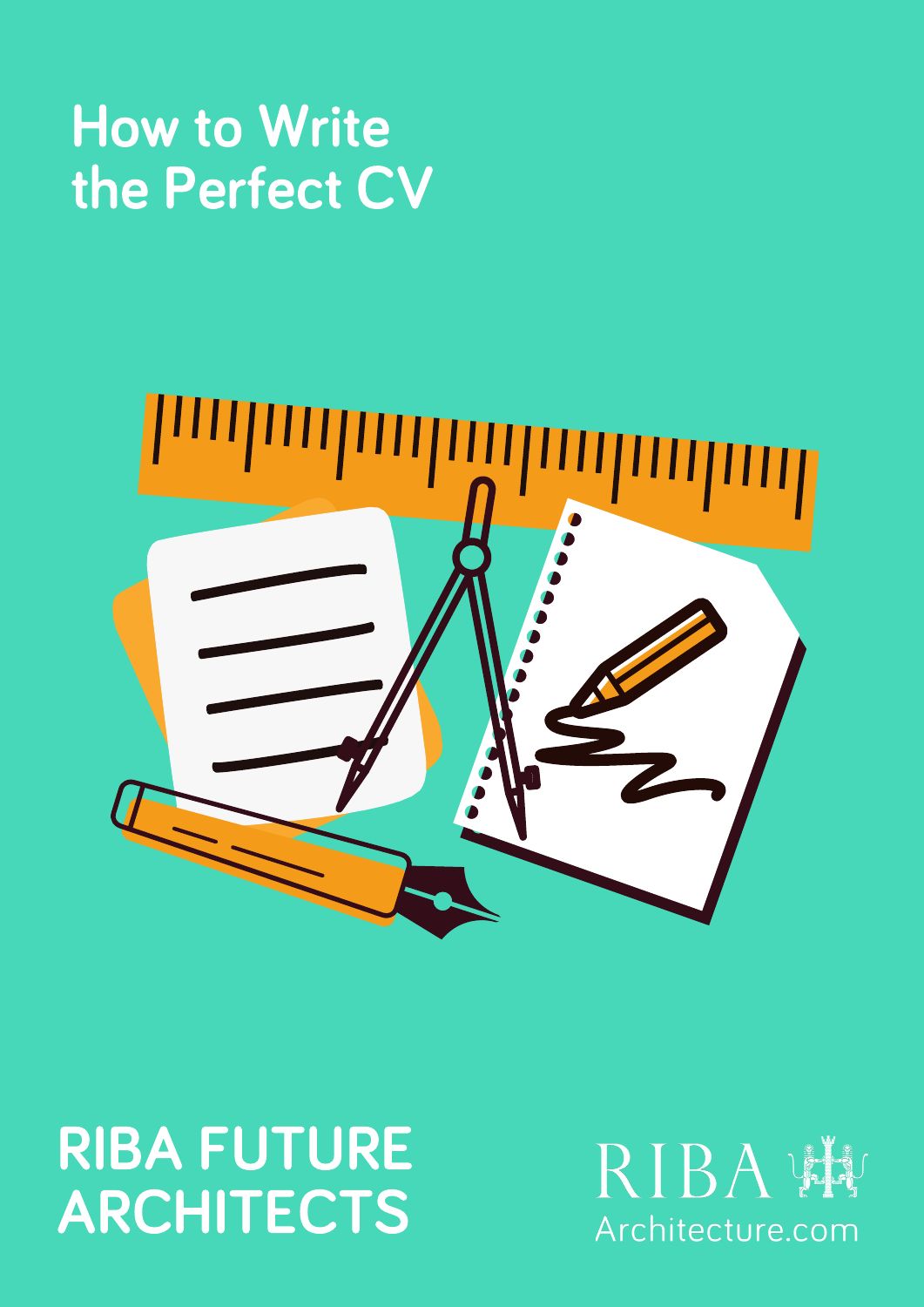# How to Write the Perfect CV

RIBA FUTURE ARCHITECTS

RIBA Architecture.com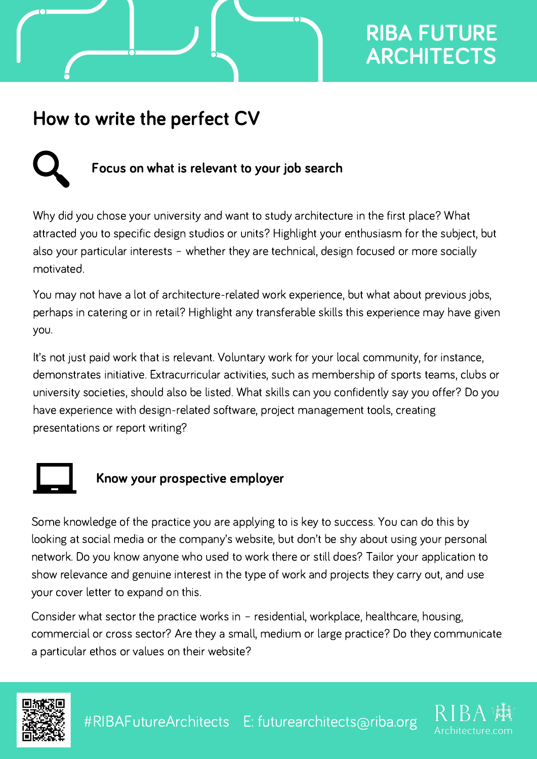# How to write the perfect CV

## Focus on what is relevant to your job search

Why did you chose your university and want to study architecture in the first place? What attracted you to specific design studios or units? Highlight your enthusiasm for the subject, but also your particular interests – whether they are technical, design focused or more socially motivated.

You may not have a lot of architecture-related work experience, but what about previous jobs, perhaps in catering or in retail? Highlight any transferable skills this experience may have given you.

It's not just paid work that is relevant. Voluntary work for your local community, for instance, demonstrates initiative. Extracurricular activities, such as membership of sports teams, clubs or university societies, should also be listed. What skills can you confidently say you offer? Do you have experience with design-related software, project management tools, creating presentations or report writing?

## Know your prospective employer

Some knowledge of the practice you are applying to is key to success. You can do this by looking at social media or the company's website, but don't be shy about using your personal network. Do you know anyone who used to work there or still does? Tailor your application to show relevance and genuine interest in the type of work and projects they carry out, and use your cover letter to expand on this.

Consider what sector the practice works in – residential, workplace, healthcare, housing, commercial or cross sector? Are they a small, medium or large practice? Do they communicate a particular ethos or values on their website?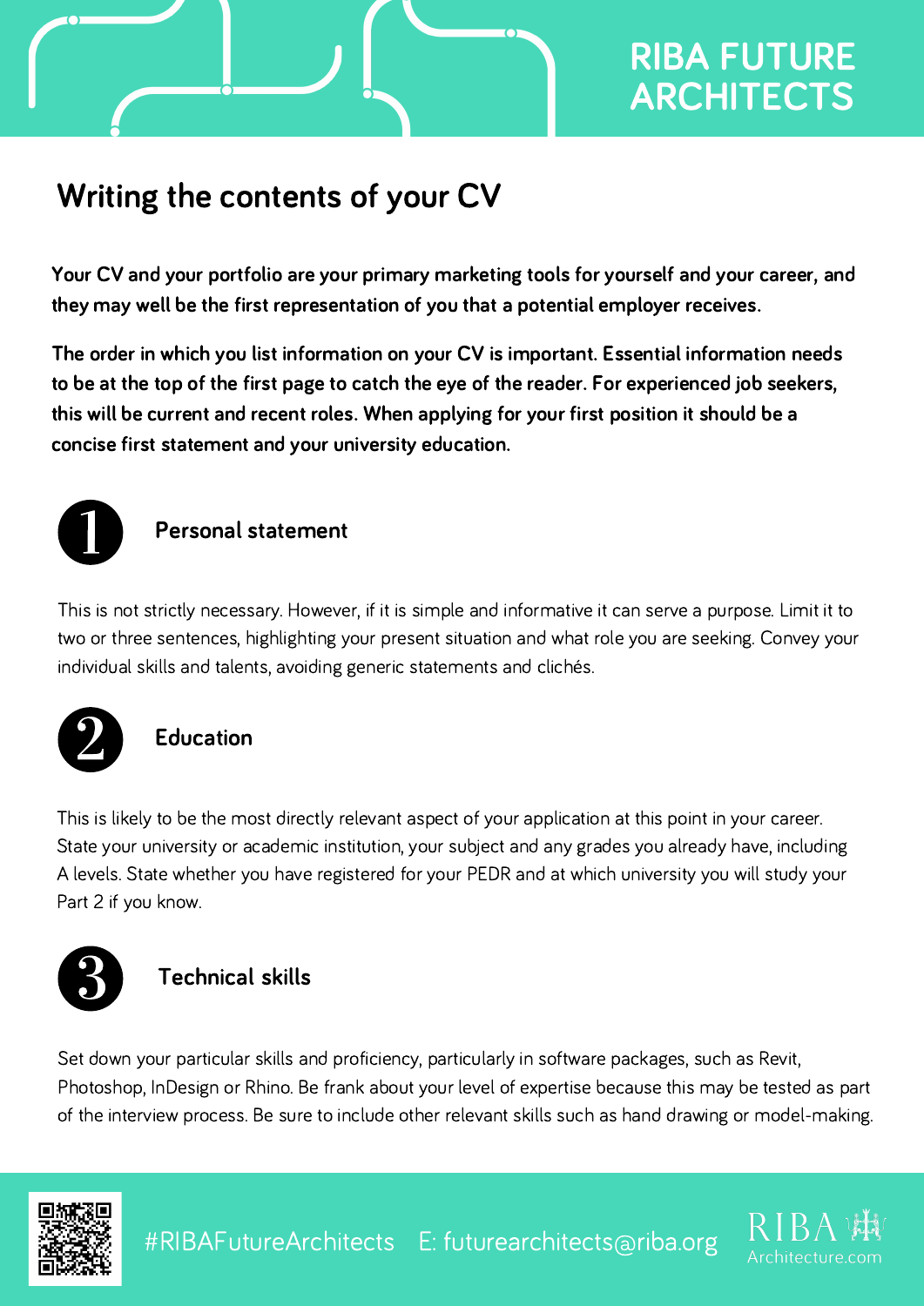# Writing the contents of your CV

**Your CV and your portfolio are your primary marketing tools for yourself and your career, and they may well be the first representation of you that a potential employer receives.**

**The order in which you list information on your CV is important. Essential information needs to be at the top of the first page to catch the eye of the reader. For experienced job seekers, this will be current and recent roles. When applying for your first position it should be a concise first statement and your university education.**

## 1 Personal statement

This is not strictly necessary. However, if it is simple and informative it can serve a purpose. Limit it to two or three sentences, highlighting your present situation and what role you are seeking. Convey your individual skills and talents, avoiding generic statements and clichés.

## 2 Education

This is likely to be the most directly relevant aspect of your application at this point in your career. State your university or academic institution, your subject and any grades you already have, including A levels. State whether you have registered for your PEDR and at which university you will study your Part 2 if you know.

## 3 Technical skills

Set down your particular skills and proficiency, particularly in software packages, such as Revit, Photoshop, InDesign or Rhino. Be frank about your level of expertise because this may be tested as part of the interview process. Be sure to include other relevant skills such as hand drawing or model-making.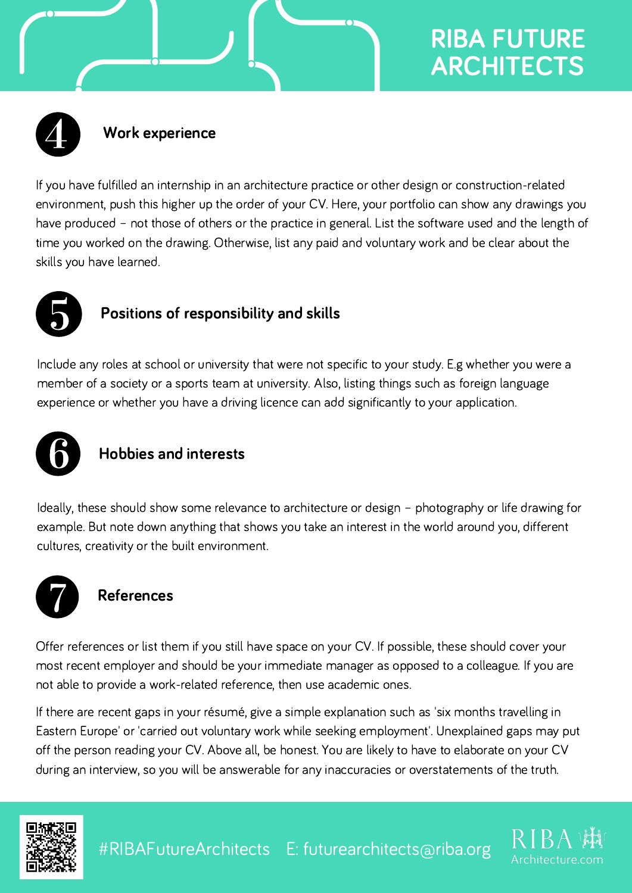## 4 Work experience

If you have fulfilled an internship in an architecture practice or other design or construction-related environment, push this higher up the order of your CV. Here, your portfolio can show any drawings you have produced – not those of others or the practice in general. List the software used and the length of time you worked on the drawing. Otherwise, list any paid and voluntary work and be clear about the skills you have learned.

## 5 Positions of responsibility and skills

Include any roles at school or university that were not specific to your study. E.g whether you were a member of a society or a sports team at university. Also, listing things such as foreign language experience or whether you have a driving licence can add significantly to your application.

## 6 Hobbies and interests

Ideally, these should show some relevance to architecture or design – photography or life drawing for example. But note down anything that shows you take an interest in the world around you, different cultures, creativity or the built environment.

## 7 References

Offer references or list them if you still have space on your CV. If possible, these should cover your most recent employer and should be your immediate manager as opposed to a colleague. If you are not able to provide a work-related reference, then use academic ones.

If there are recent gaps in your résumé, give a simple explanation such as 'six months travelling in Eastern Europe' or 'carried out voluntary work while seeking employment'. Unexplained gaps may put off the person reading your CV. Above all, be honest. You are likely to have to elaborate on your CV during an interview, so you will be answerable for any inaccuracies or overstatements of the truth.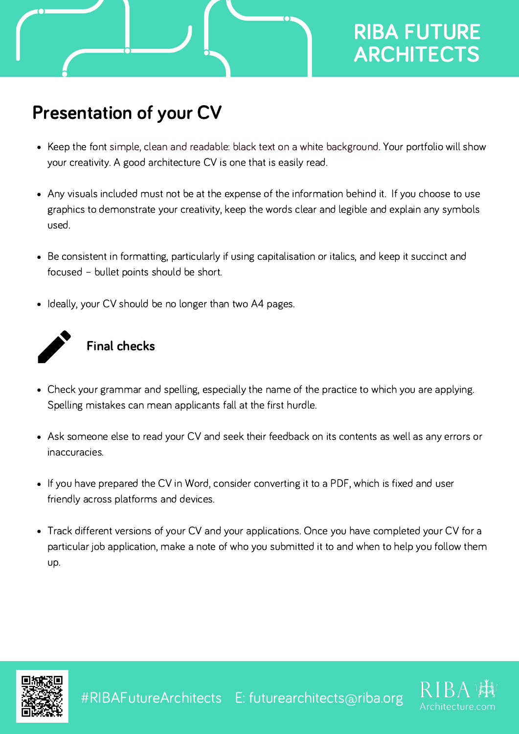## Presentation of your CV

- Keep the font simple, clean and readable: black text on a white background. Your portfolio will show your creativity. A good architecture CV is one that is easily read.
- Any visuals included must not be at the expense of the information behind it. If you choose to use graphics to demonstrate your creativity, keep the words clear and legible and explain any symbols used.
- Be consistent in formatting, particularly if using capitalisation or italics, and keep it succinct and focused – bullet points should be short.
- Ideally, your CV should be no longer than two A4 pages.

### Final checks

- Check your grammar and spelling, especially the name of the practice to which you are applying. Spelling mistakes can mean applicants fall at the first hurdle.
- Ask someone else to read your CV and seek their feedback on its contents as well as any errors or inaccuracies.
- If you have prepared the CV in Word, consider converting it to a PDF, which is fixed and user friendly across platforms and devices.
- Track different versions of your CV and your applications. Once you have completed your CV for a particular job application, make a note of who you submitted it to and when to help you follow them up.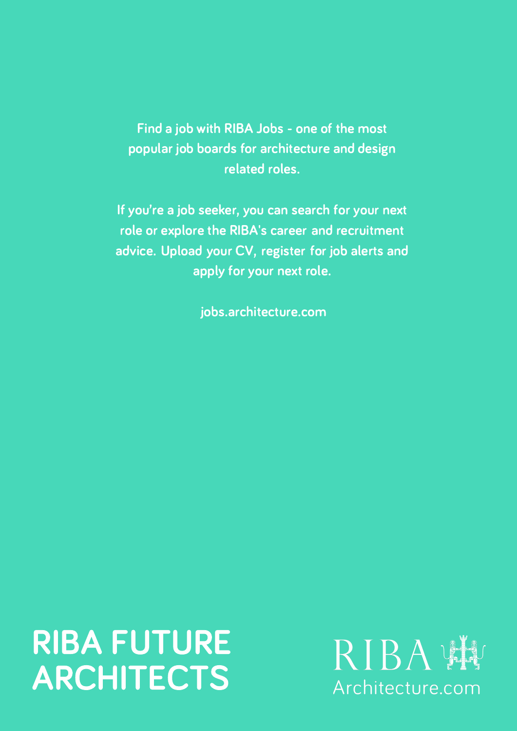Find a job with RIBA Jobs - one of the most popular job boards for architecture and design related roles.

If you're a job seeker, you can search for your next role or explore the RIBA's career and recruitment advice. Upload your CV, register for job alerts and apply for your next role.

jobs.architecture.com

**RIBA FUTURE ARCHITECTS**

RIBA
Architecture.com